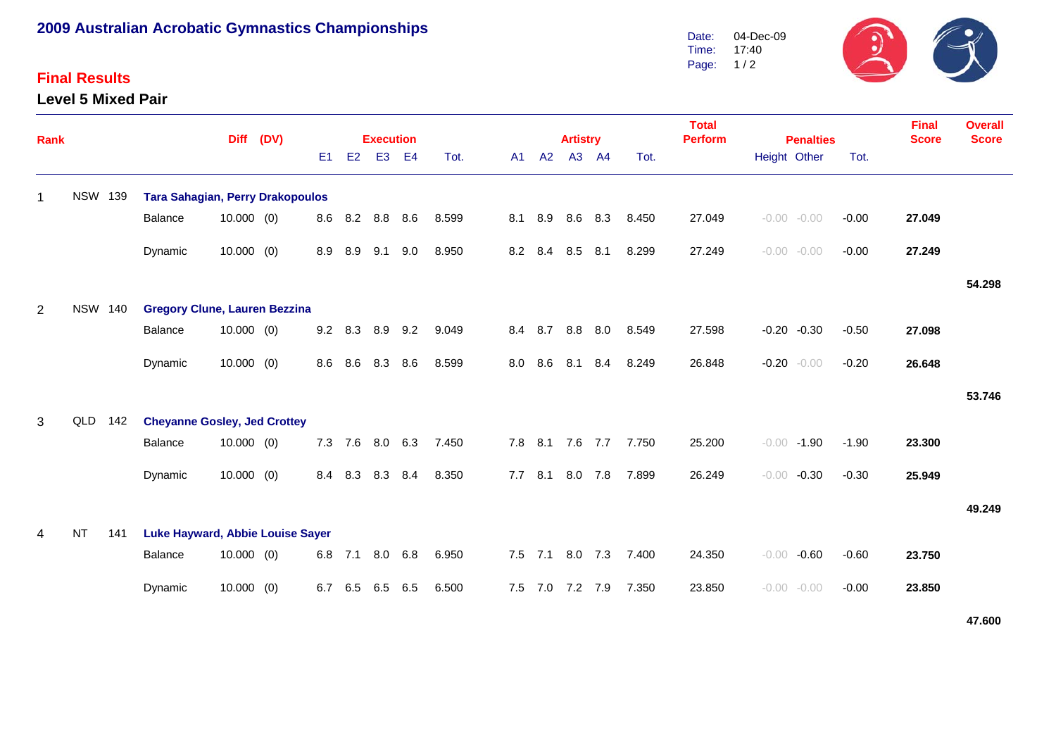# 2009 Australian Acrobatic Gymnastics Championships

Date: 04-Dec-09
Time: 17:40

## Final Results

### Level 5 Mixed Pair

| Rank | | | | Diff | (DV) | Execution E1 | E2 | E3 | E4 | Tot. | Artistry A1 | A2 | A3 | A4 | Tot. | Total Perform | Penalties Height | Other | Tot. | Final Score | Overall Score |
|---|---|---|---|---|---|---|---|---|---|---|---|---|---|---|---|---|---|---|---|---|---|
| 1 | NSW | 139 | **Tara Sahagian, Perry Drakopoulos** | | | | | | | | | | | | | | | | | | |
| | | | Balance | 10.000 | (0) | 8.6 | 8.2 | 8.8 | 8.6 | 8.599 | 8.1 | 8.9 | 8.6 | 8.3 | 8.450 | 27.049 | -0.00 | -0.00 | -0.00 | **27.049** | |
| | | | Dynamic | 10.000 | (0) | 8.9 | 8.9 | 9.1 | 9.0 | 8.950 | 8.2 | 8.4 | 8.5 | 8.1 | 8.299 | 27.249 | -0.00 | -0.00 | -0.00 | **27.249** | |
| | | | | | | | | | | | | | | | | | | | | | **54.298** |
| 2 | NSW | 140 | **Gregory Clune, Lauren Bezzina** | | | | | | | | | | | | | | | | | | |
| | | | Balance | 10.000 | (0) | 9.2 | 8.3 | 8.9 | 9.2 | 9.049 | 8.4 | 8.7 | 8.8 | 8.0 | 8.549 | 27.598 | -0.20 | -0.30 | -0.50 | **27.098** | |
| | | | Dynamic | 10.000 | (0) | 8.6 | 8.6 | 8.3 | 8.6 | 8.599 | 8.0 | 8.6 | 8.1 | 8.4 | 8.249 | 26.848 | -0.20 | -0.00 | -0.20 | **26.648** | |
| | | | | | | | | | | | | | | | | | | | | | **53.746** |
| 3 | QLD | 142 | **Cheyanne Gosley, Jed Crottey** | | | | | | | | | | | | | | | | | | |
| | | | Balance | 10.000 | (0) | 7.3 | 7.6 | 8.0 | 6.3 | 7.450 | 7.8 | 8.1 | 7.6 | 7.7 | 7.750 | 25.200 | -0.00 | -1.90 | -1.90 | **23.300** | |
| | | | Dynamic | 10.000 | (0) | 8.4 | 8.3 | 8.3 | 8.4 | 8.350 | 7.7 | 8.1 | 8.0 | 7.8 | 7.899 | 26.249 | -0.00 | -0.30 | -0.30 | **25.949** | |
| | | | | | | | | | | | | | | | | | | | | | **49.249** |
| 4 | NT | 141 | **Luke Hayward, Abbie Louise Sayer** | | | | | | | | | | | | | | | | | | |
| | | | Balance | 10.000 | (0) | 6.8 | 7.1 | 8.0 | 6.8 | 6.950 | 7.5 | 7.1 | 8.0 | 7.3 | 7.400 | 24.350 | -0.00 | -0.60 | -0.60 | **23.750** | |
| | | | Dynamic | 10.000 | (0) | 6.7 | 6.5 | 6.5 | 6.5 | 6.500 | 7.5 | 7.0 | 7.2 | 7.9 | 7.350 | 23.850 | -0.00 | -0.00 | -0.00 | **23.850** | |
| | | | | | | | | | | | | | | | | | | | | | **47.600** |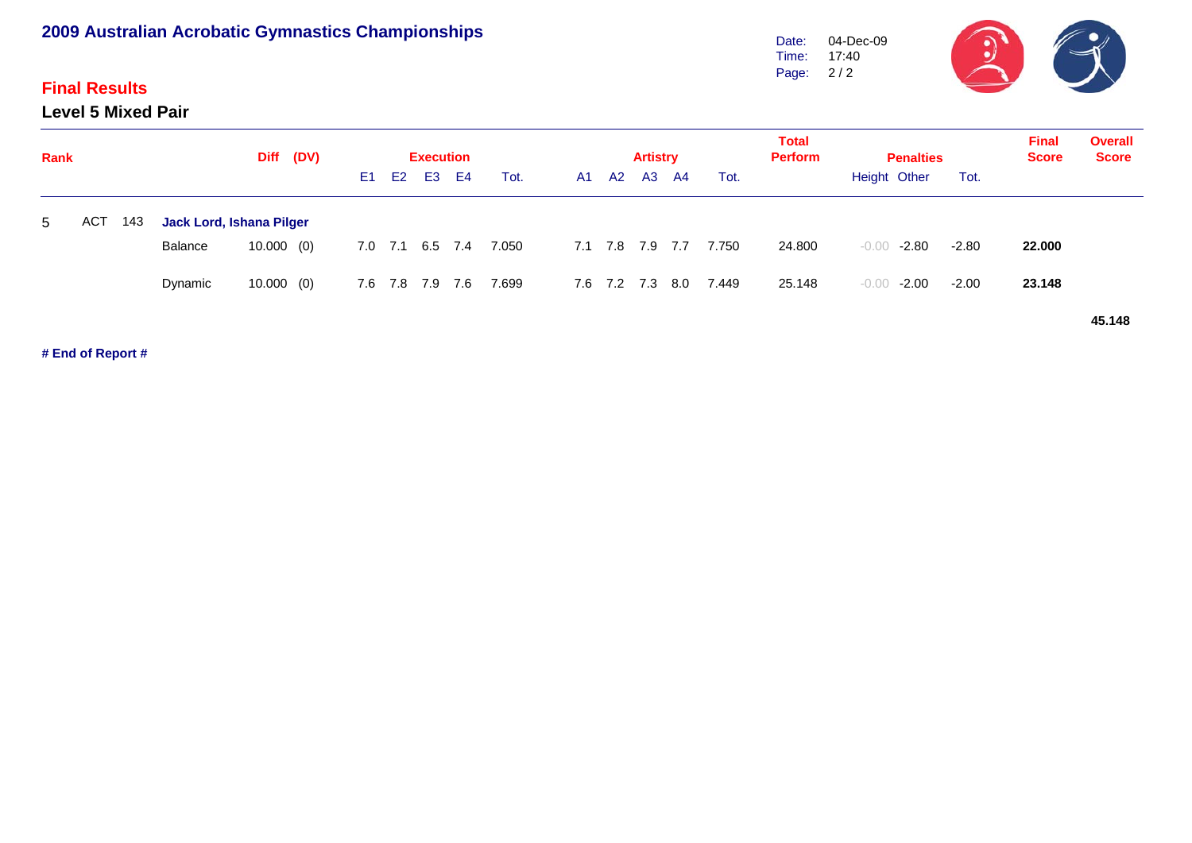## 2009 Australian Acrobatic Gymnastics Championships

Date: 04-Dec-09
Time: 17:40

### Final Results

### Level 5 Mixed Pair

| Rank | | | | Diff | (DV) | Execution E1 | E2 | E3 | E4 | Tot. | Artistry A1 | A2 | A3 | A4 | Tot. | Total Perform | Penalties Height | Other | Tot. | Final Score | Overall Score |
|---|---|---|---|---|---|---|---|---|---|---|---|---|---|---|---|---|---|---|---|---|---|
| 5 | ACT | 143 | **Jack Lord, Ishana Pilger** | | | | | | | | | | | | | | | | | | |
| | | | Balance | 10.000 | (0) | 7.0 | 7.1 | 6.5 | 7.4 | 7.050 | 7.1 | 7.8 | 7.9 | 7.7 | 7.750 | 24.800 | -0.00 | -2.80 | -2.80 | **22.000** | |
| | | | Dynamic | 10.000 | (0) | 7.6 | 7.8 | 7.9 | 7.6 | 7.699 | 7.6 | 7.2 | 7.3 | 8.0 | 7.449 | 25.148 | -0.00 | -2.00 | -2.00 | **23.148** | |
| | | | | | | | | | | | | | | | | | | | | | **45.148** |

**# End of Report #**